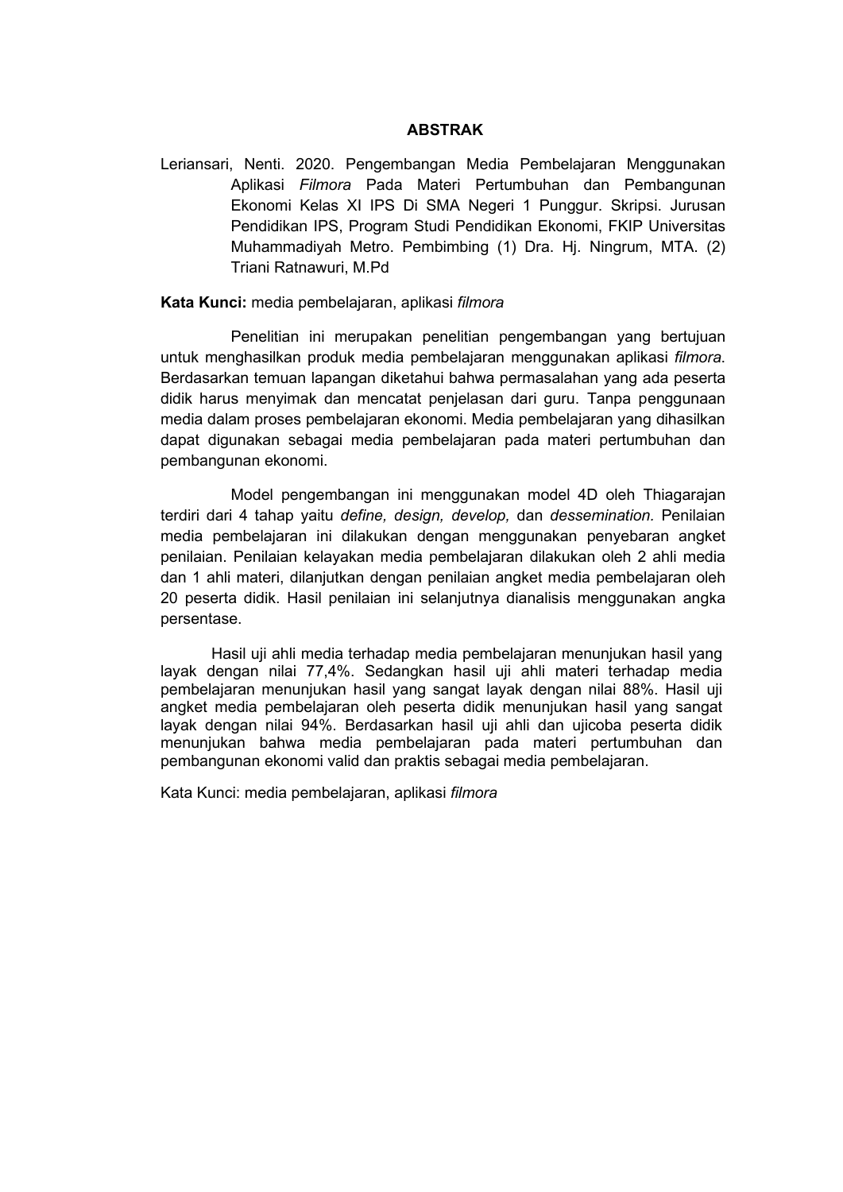# ABSTRAK

Leriansari, Nenti. 2020. Pengembangan Media Pembelajaran Menggunakan Aplikasi *Filmora* Pada Materi Pertumbuhan dan Pembangunan Ekonomi Kelas XI IPS Di SMA Negeri 1 Punggur. Skripsi. Jurusan Pendidikan IPS, Program Studi Pendidikan Ekonomi, FKIP Universitas Muhammadiyah Metro. Pembimbing (1) Dra. Hj. Ningrum, MTA. (2) Triani Ratnawuri, M.Pd

**Kata Kunci:** media pembelajaran, aplikasi *filmora*

Penelitian ini merupakan penelitian pengembangan yang bertujuan untuk menghasilkan produk media pembelajaran menggunakan aplikasi *filmora*. Berdasarkan temuan lapangan diketahui bahwa permasalahan yang ada peserta didik harus menyimak dan mencatat penjelasan dari guru. Tanpa penggunaan media dalam proses pembelajaran ekonomi. Media pembelajaran yang dihasilkan dapat digunakan sebagai media pembelajaran pada materi pertumbuhan dan pembangunan ekonomi.

Model pengembangan ini menggunakan model 4D oleh Thiagarajan terdiri dari 4 tahap yaitu *define, design, develop,* dan *dessemination.* Penilaian media pembelajaran ini dilakukan dengan menggunakan penyebaran angket penilaian. Penilaian kelayakan media pembelajaran dilakukan oleh 2 ahli media dan 1 ahli materi, dilanjutkan dengan penilaian angket media pembelajaran oleh 20 peserta didik. Hasil penilaian ini selanjutnya dianalisis menggunakan angka persentase.

Hasil uji ahli media terhadap media pembelajaran menunjukan hasil yang layak dengan nilai 77,4%. Sedangkan hasil uji ahli materi terhadap media pembelajaran menunjukan hasil yang sangat layak dengan nilai 88%. Hasil uji angket media pembelajaran oleh peserta didik menunjukan hasil yang sangat layak dengan nilai 94%. Berdasarkan hasil uji ahli dan ujicoba peserta didik menunjukan bahwa media pembelajaran pada materi pertumbuhan dan pembangunan ekonomi valid dan praktis sebagai media pembelajaran.

Kata Kunci: media pembelajaran, aplikasi *filmora*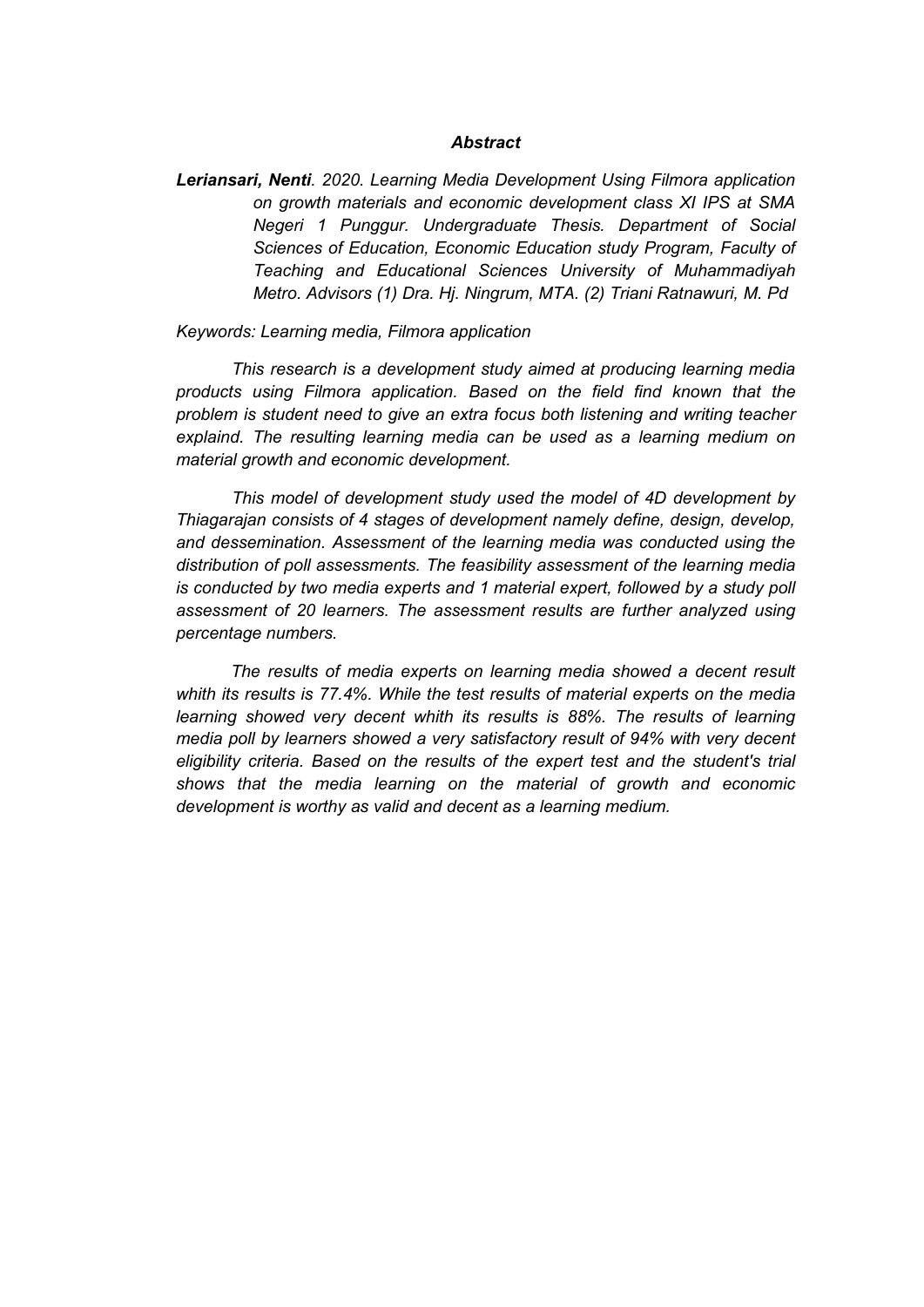### *Abstract*

***Leriansari, Nenti****. 2020. Learning Media Development Using Filmora application on growth materials and economic development class XI IPS at SMA Negeri 1 Punggur. Undergraduate Thesis. Department of Social Sciences of Education, Economic Education study Program, Faculty of Teaching and Educational Sciences University of Muhammadiyah Metro. Advisors (1) Dra. Hj. Ningrum, MTA. (2) Triani Ratnawuri, M. Pd*

*Keywords: Learning media, Filmora application*

*This research is a development study aimed at producing learning media products using Filmora application. Based on the field find known that the problem is student need to give an extra focus both listening and writing teacher explaind. The resulting learning media can be used as a learning medium on material growth and economic development.*

*This model of development study used the model of 4D development by Thiagarajan consists of 4 stages of development namely define, design, develop, and dessemination. Assessment of the learning media was conducted using the distribution of poll assessments. The feasibility assessment of the learning media is conducted by two media experts and 1 material expert, followed by a study poll assessment of 20 learners. The assessment results are further analyzed using percentage numbers.*

*The results of media experts on learning media showed a decent result whith its results is 77.4%. While the test results of material experts on the media learning showed very decent whith its results is 88%. The results of learning media poll by learners showed a very satisfactory result of 94% with very decent eligibility criteria. Based on the results of the expert test and the student's trial shows that the media learning on the material of growth and economic development is worthy as valid and decent as a learning medium.*